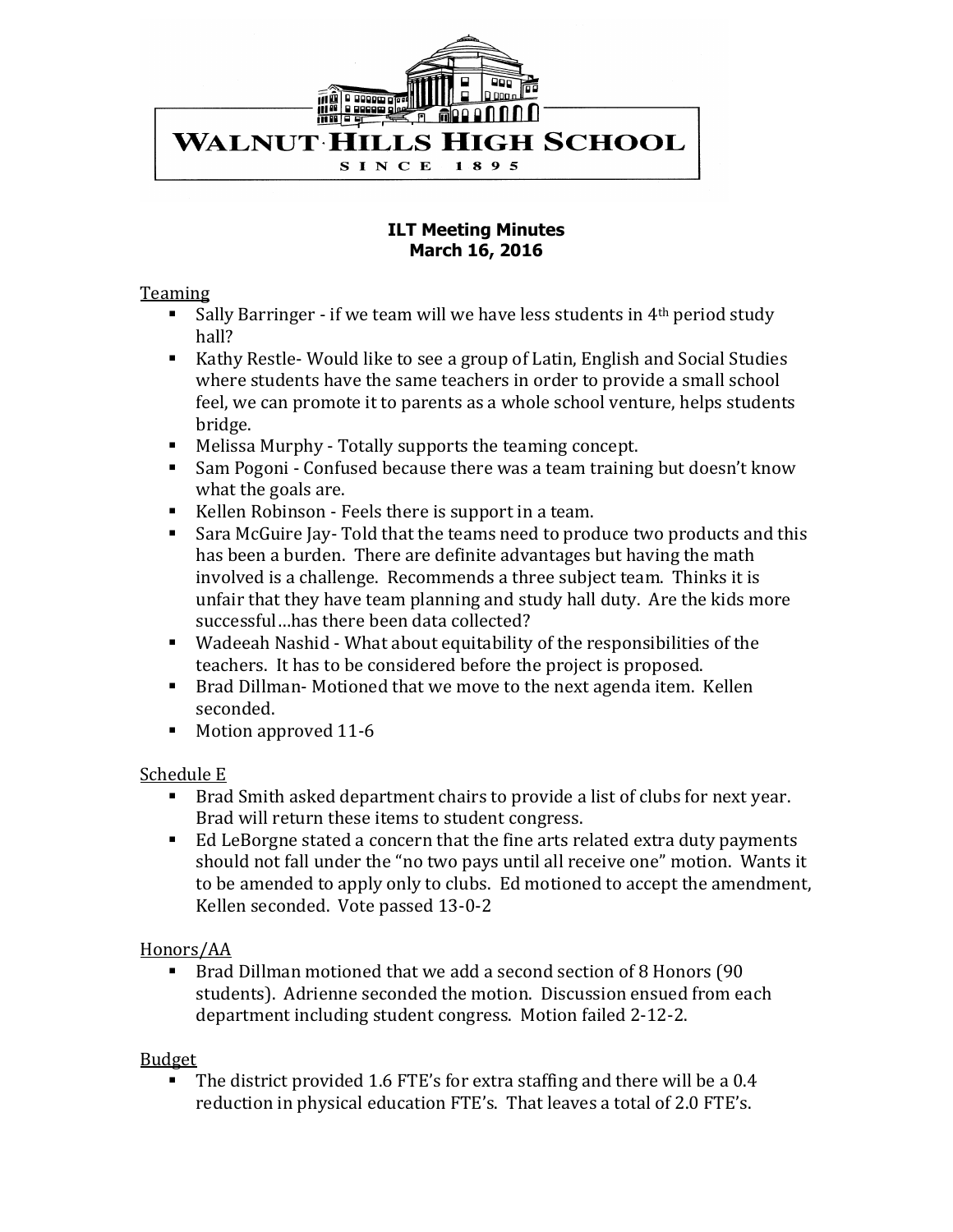WALNUT HILLS HIGH SCHOOL

SINCE 1895

**ILT Meeting Minutes**
**March 16, 2016**

Teaming

- Sally Barringer - if we team will we have less students in 4th period study hall?
- Kathy Restle- Would like to see a group of Latin, English and Social Studies where students have the same teachers in order to provide a small school feel, we can promote it to parents as a whole school venture, helps students bridge.
- Melissa Murphy - Totally supports the teaming concept.
- Sam Pogoni - Confused because there was a team training but doesn't know what the goals are.
- Kellen Robinson - Feels there is support in a team.
- Sara McGuire Jay- Told that the teams need to produce two products and this has been a burden. There are definite advantages but having the math involved is a challenge. Recommends a three subject team. Thinks it is unfair that they have team planning and study hall duty. Are the kids more successful…has there been data collected?
- Wadeeah Nashid - What about equitability of the responsibilities of the teachers. It has to be considered before the project is proposed.
- Brad Dillman- Motioned that we move to the next agenda item. Kellen seconded.
- Motion approved 11-6

Schedule E

- Brad Smith asked department chairs to provide a list of clubs for next year. Brad will return these items to student congress.
- Ed LeBorgne stated a concern that the fine arts related extra duty payments should not fall under the "no two pays until all receive one" motion. Wants it to be amended to apply only to clubs. Ed motioned to accept the amendment, Kellen seconded. Vote passed 13-0-2

Honors/AA

- Brad Dillman motioned that we add a second section of 8 Honors (90 students). Adrienne seconded the motion. Discussion ensued from each department including student congress. Motion failed 2-12-2.

Budget

- The district provided 1.6 FTE's for extra staffing and there will be a 0.4 reduction in physical education FTE's. That leaves a total of 2.0 FTE's.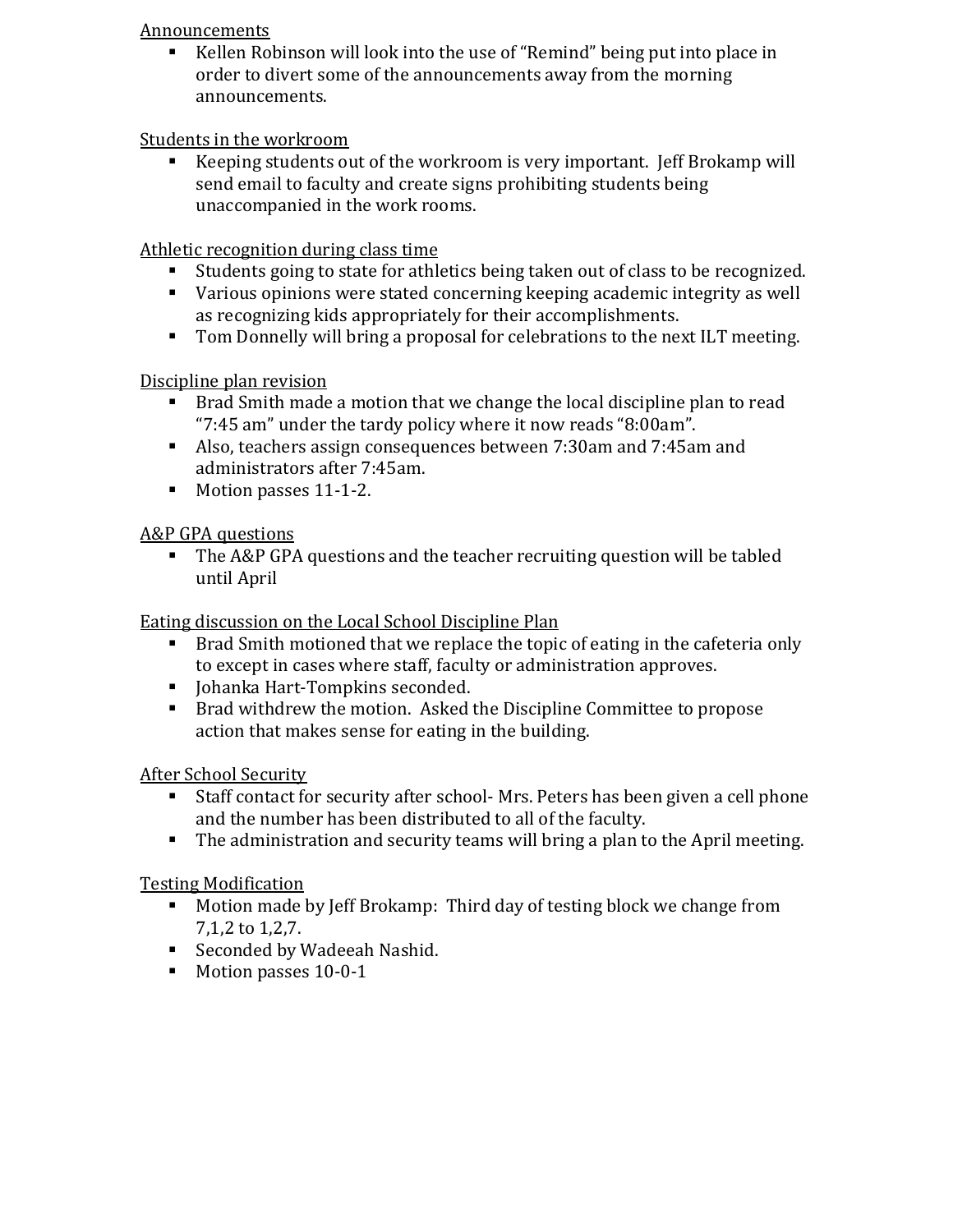Announcements

- Kellen Robinson will look into the use of "Remind" being put into place in order to divert some of the announcements away from the morning announcements.

Students in the workroom

- Keeping students out of the workroom is very important. Jeff Brokamp will send email to faculty and create signs prohibiting students being unaccompanied in the work rooms.

Athletic recognition during class time

- Students going to state for athletics being taken out of class to be recognized.
- Various opinions were stated concerning keeping academic integrity as well as recognizing kids appropriately for their accomplishments.
- Tom Donnelly will bring a proposal for celebrations to the next ILT meeting.

Discipline plan revision

- Brad Smith made a motion that we change the local discipline plan to read "7:45 am" under the tardy policy where it now reads "8:00am".
- Also, teachers assign consequences between 7:30am and 7:45am and administrators after 7:45am.
- Motion passes 11-1-2.

A&P GPA questions

- The A&P GPA questions and the teacher recruiting question will be tabled until April

Eating discussion on the Local School Discipline Plan

- Brad Smith motioned that we replace the topic of eating in the cafeteria only to except in cases where staff, faculty or administration approves.
- Johanka Hart-Tompkins seconded.
- Brad withdrew the motion. Asked the Discipline Committee to propose action that makes sense for eating in the building.

After School Security

- Staff contact for security after school- Mrs. Peters has been given a cell phone and the number has been distributed to all of the faculty.
- The administration and security teams will bring a plan to the April meeting.

Testing Modification

- Motion made by Jeff Brokamp: Third day of testing block we change from 7,1,2 to 1,2,7.
- Seconded by Wadeeah Nashid.
- Motion passes 10-0-1